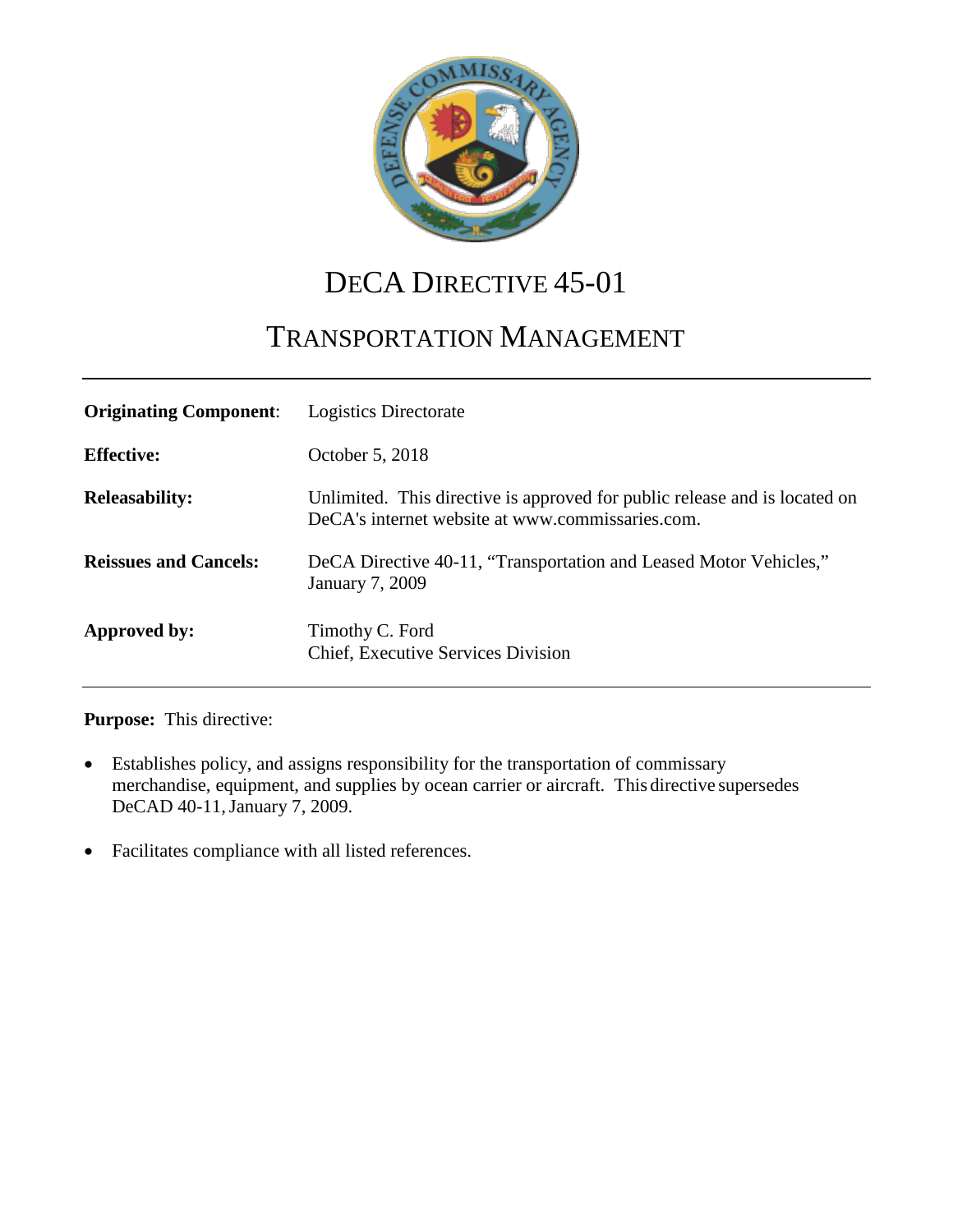# DeCA Directive 45-01

## Transportation Management

| | |
|---|---|
| **Originating Component**: | Logistics Directorate |
| **Effective:** | October 5, 2018 |
| **Releasability:** | Unlimited. This directive is approved for public release and is located on DeCA's internet website at www.commissaries.com. |
| **Reissues and Cancels:** | DeCA Directive 40-11, "Transportation and Leased Motor Vehicles," January 7, 2009 |
| **Approved by:** | Timothy C. Ford<br>Chief, Executive Services Division |

**Purpose:** This directive:

- Establishes policy, and assigns responsibility for the transportation of commissary merchandise, equipment, and supplies by ocean carrier or aircraft. This directive supersedes DeCAD 40-11, January 7, 2009.
- Facilitates compliance with all listed references.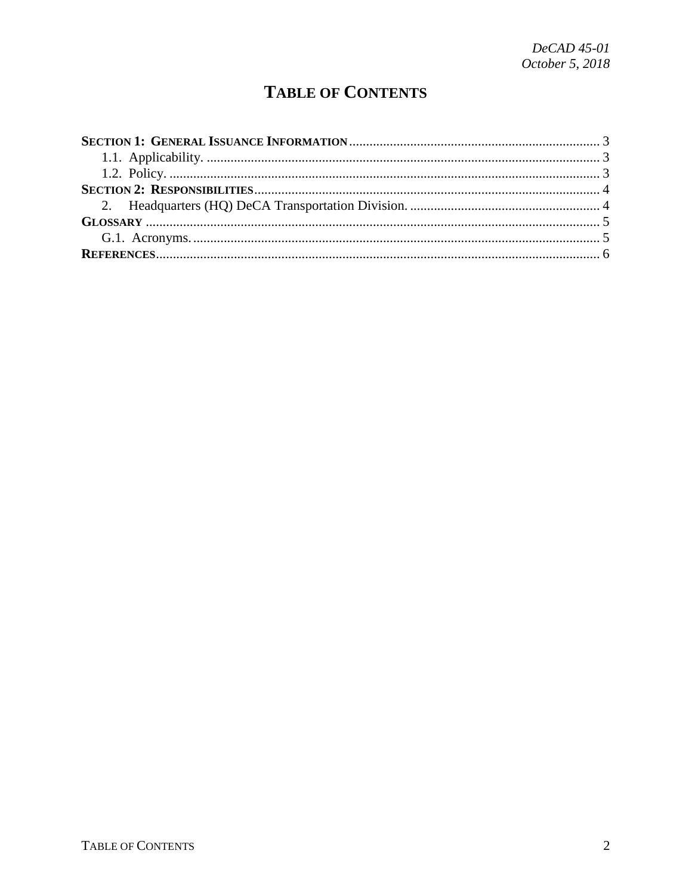# TABLE OF CONTENTS

**SECTION 1: GENERAL ISSUANCE INFORMATION** .......... 3
- 1.1. Applicability. .......... 3
- 1.2. Policy. .......... 3

**SECTION 2: RESPONSIBILITIES** .......... 4
- 2. Headquarters (HQ) DeCA Transportation Division. .......... 4

**GLOSSARY** .......... 5
- G.1. Acronyms. .......... 5

**REFERENCES** .......... 6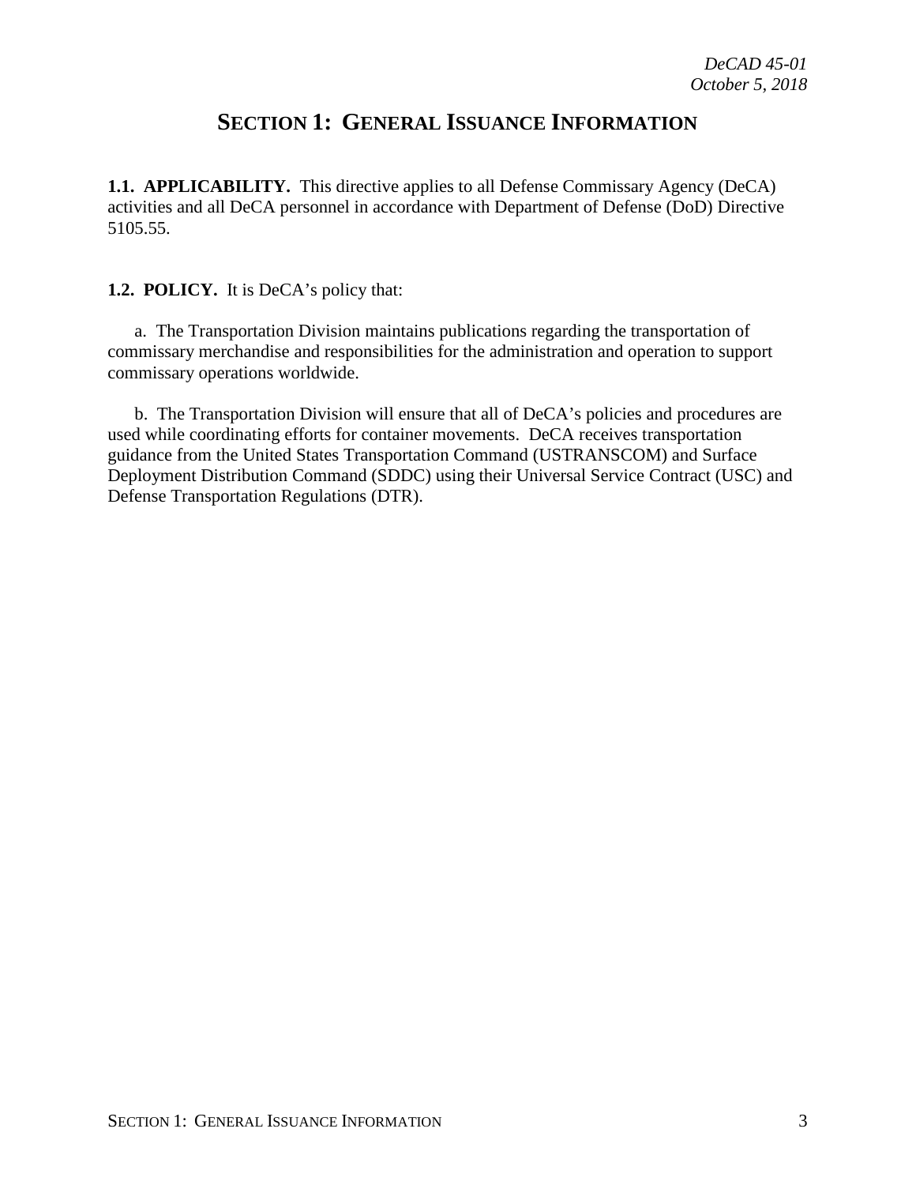# SECTION 1: GENERAL ISSUANCE INFORMATION

**1.1. APPLICABILITY.** This directive applies to all Defense Commissary Agency (DeCA) activities and all DeCA personnel in accordance with Department of Defense (DoD) Directive 5105.55.

**1.2. POLICY.** It is DeCA's policy that:

a. The Transportation Division maintains publications regarding the transportation of commissary merchandise and responsibilities for the administration and operation to support commissary operations worldwide.

b. The Transportation Division will ensure that all of DeCA's policies and procedures are used while coordinating efforts for container movements. DeCA receives transportation guidance from the United States Transportation Command (USTRANSCOM) and Surface Deployment Distribution Command (SDDC) using their Universal Service Contract (USC) and Defense Transportation Regulations (DTR).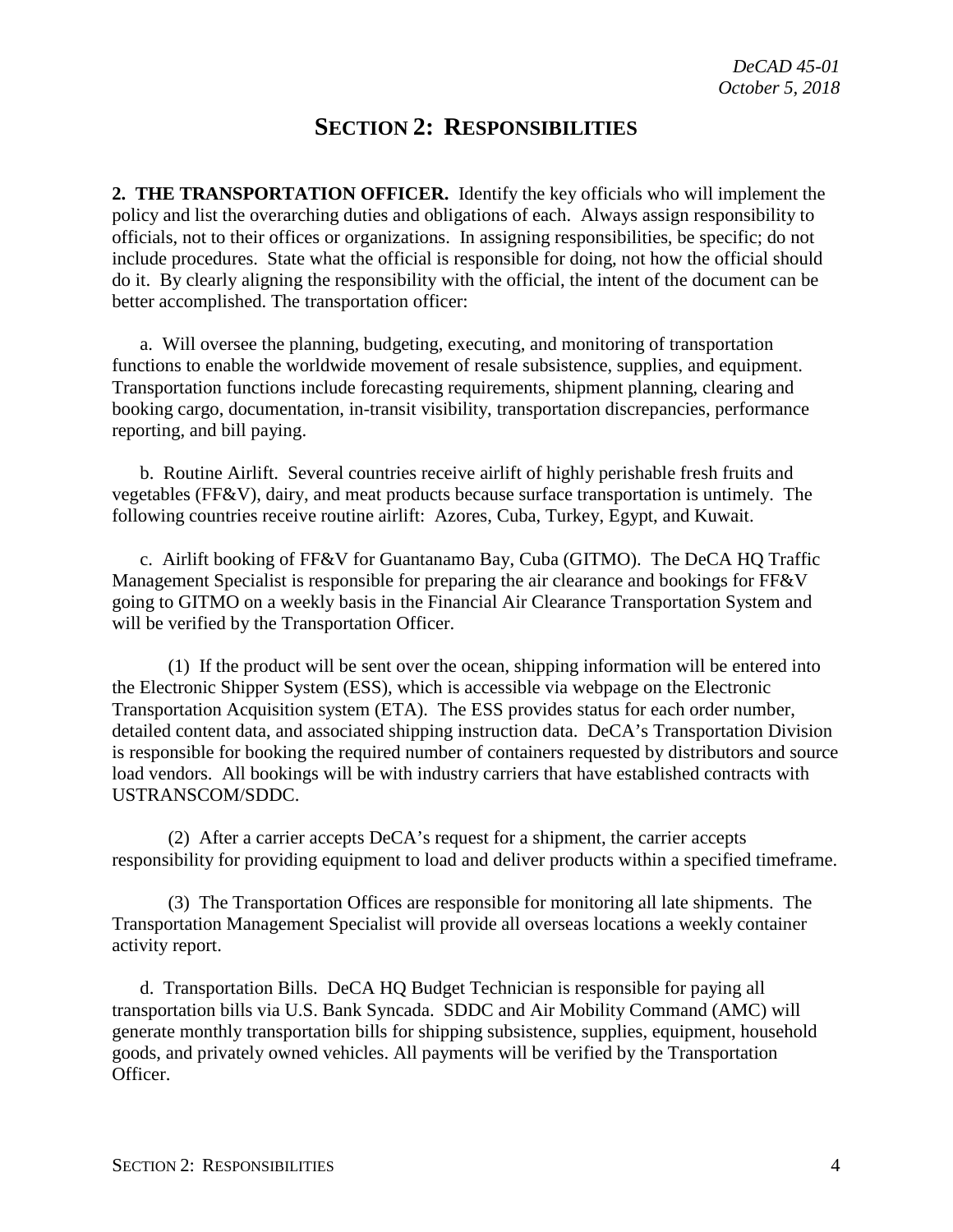# SECTION 2: RESPONSIBILITIES

**2. THE TRANSPORTATION OFFICER.** Identify the key officials who will implement the policy and list the overarching duties and obligations of each. Always assign responsibility to officials, not to their offices or organizations. In assigning responsibilities, be specific; do not include procedures. State what the official is responsible for doing, not how the official should do it. By clearly aligning the responsibility with the official, the intent of the document can be better accomplished. The transportation officer:

a. Will oversee the planning, budgeting, executing, and monitoring of transportation functions to enable the worldwide movement of resale subsistence, supplies, and equipment. Transportation functions include forecasting requirements, shipment planning, clearing and booking cargo, documentation, in-transit visibility, transportation discrepancies, performance reporting, and bill paying.

b. Routine Airlift. Several countries receive airlift of highly perishable fresh fruits and vegetables (FF&V), dairy, and meat products because surface transportation is untimely. The following countries receive routine airlift: Azores, Cuba, Turkey, Egypt, and Kuwait.

c. Airlift booking of FF&V for Guantanamo Bay, Cuba (GITMO). The DeCA HQ Traffic Management Specialist is responsible for preparing the air clearance and bookings for FF&V going to GITMO on a weekly basis in the Financial Air Clearance Transportation System and will be verified by the Transportation Officer.

(1) If the product will be sent over the ocean, shipping information will be entered into the Electronic Shipper System (ESS), which is accessible via webpage on the Electronic Transportation Acquisition system (ETA). The ESS provides status for each order number, detailed content data, and associated shipping instruction data. DeCA's Transportation Division is responsible for booking the required number of containers requested by distributors and source load vendors. All bookings will be with industry carriers that have established contracts with USTRANSCOM/SDDC.

(2) After a carrier accepts DeCA's request for a shipment, the carrier accepts responsibility for providing equipment to load and deliver products within a specified timeframe.

(3) The Transportation Offices are responsible for monitoring all late shipments. The Transportation Management Specialist will provide all overseas locations a weekly container activity report.

d. Transportation Bills. DeCA HQ Budget Technician is responsible for paying all transportation bills via U.S. Bank Syncada. SDDC and Air Mobility Command (AMC) will generate monthly transportation bills for shipping subsistence, supplies, equipment, household goods, and privately owned vehicles. All payments will be verified by the Transportation Officer.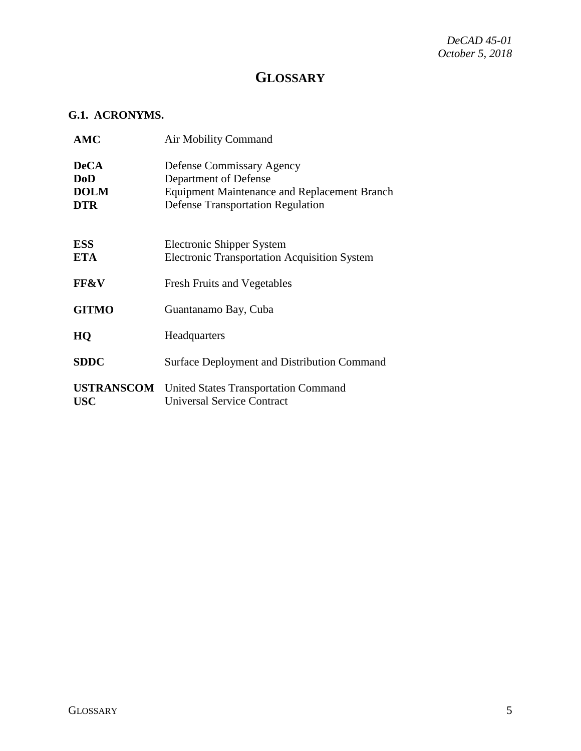# GLOSSARY

## G.1. ACRONYMS.

| | |
|---|---|
| **AMC** | Air Mobility Command |
| **DeCA** | Defense Commissary Agency |
| **DoD** | Department of Defense |
| **DOLM** | Equipment Maintenance and Replacement Branch |
| **DTR** | Defense Transportation Regulation |
| **ESS** | Electronic Shipper System |
| **ETA** | Electronic Transportation Acquisition System |
| **FF&V** | Fresh Fruits and Vegetables |
| **GITMO** | Guantanamo Bay, Cuba |
| **HQ** | Headquarters |
| **SDDC** | Surface Deployment and Distribution Command |
| **USTRANSCOM** | United States Transportation Command |
| **USC** | Universal Service Contract |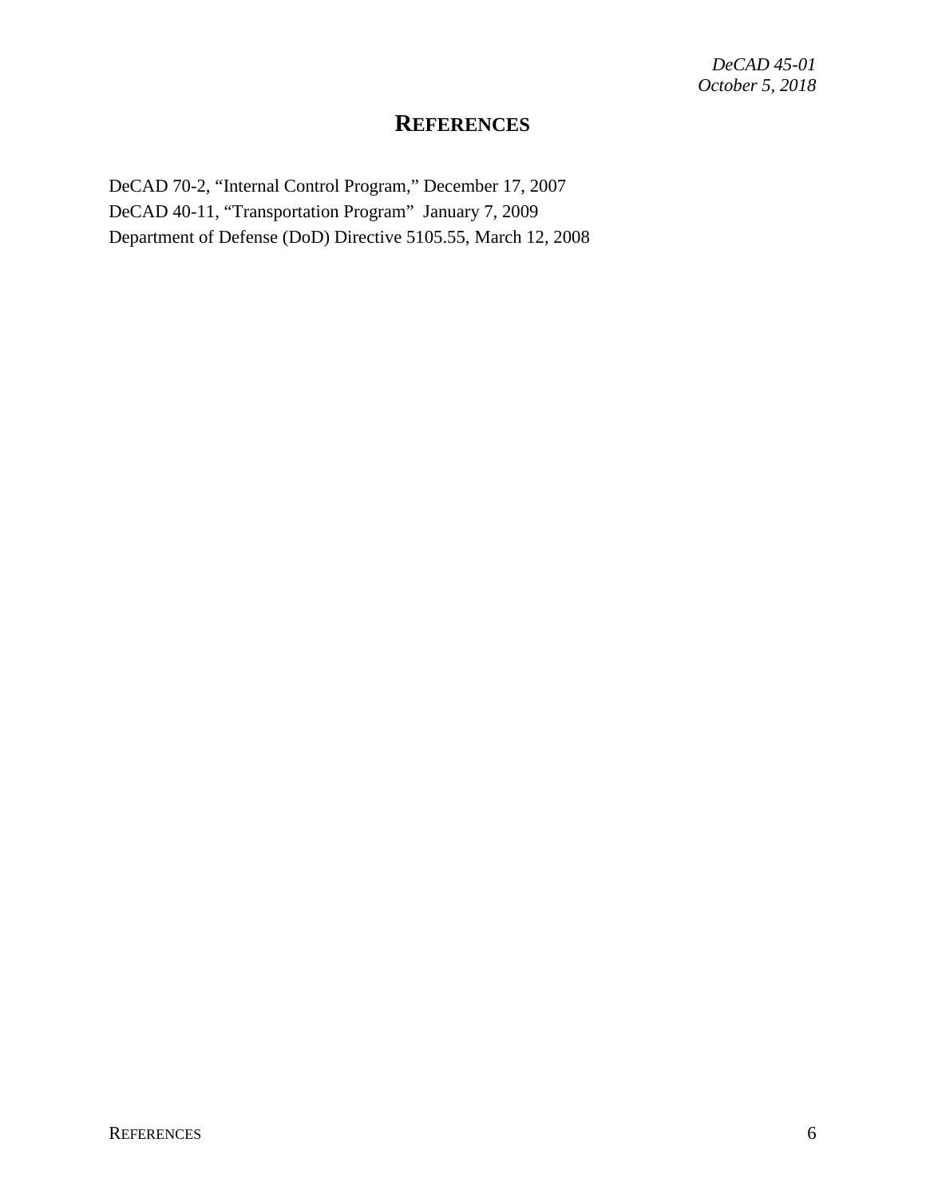# REFERENCES

DeCAD 70-2, "Internal Control Program," December 17, 2007
DeCAD 40-11, "Transportation Program" January 7, 2009
Department of Defense (DoD) Directive 5105.55, March 12, 2008